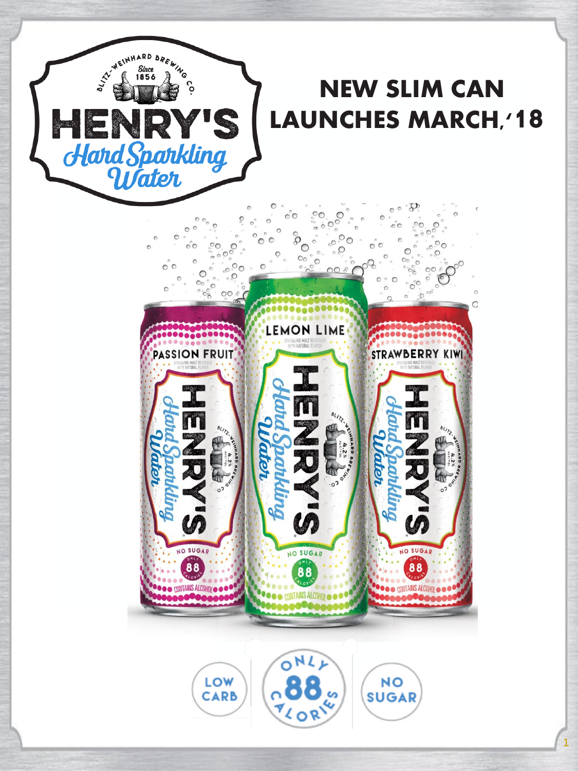# NEW SLIM CAN LAUNCHES MARCH,'18

BLITZ-WEINHARD BREWING CO.
Since 1856
HENRY'S
Hard Sparkling Water

PASSION FRUIT

LEMON LIME

STRAWBERRY KIWI

LOW CARB

ONLY 88 CALORIES

NO SUGAR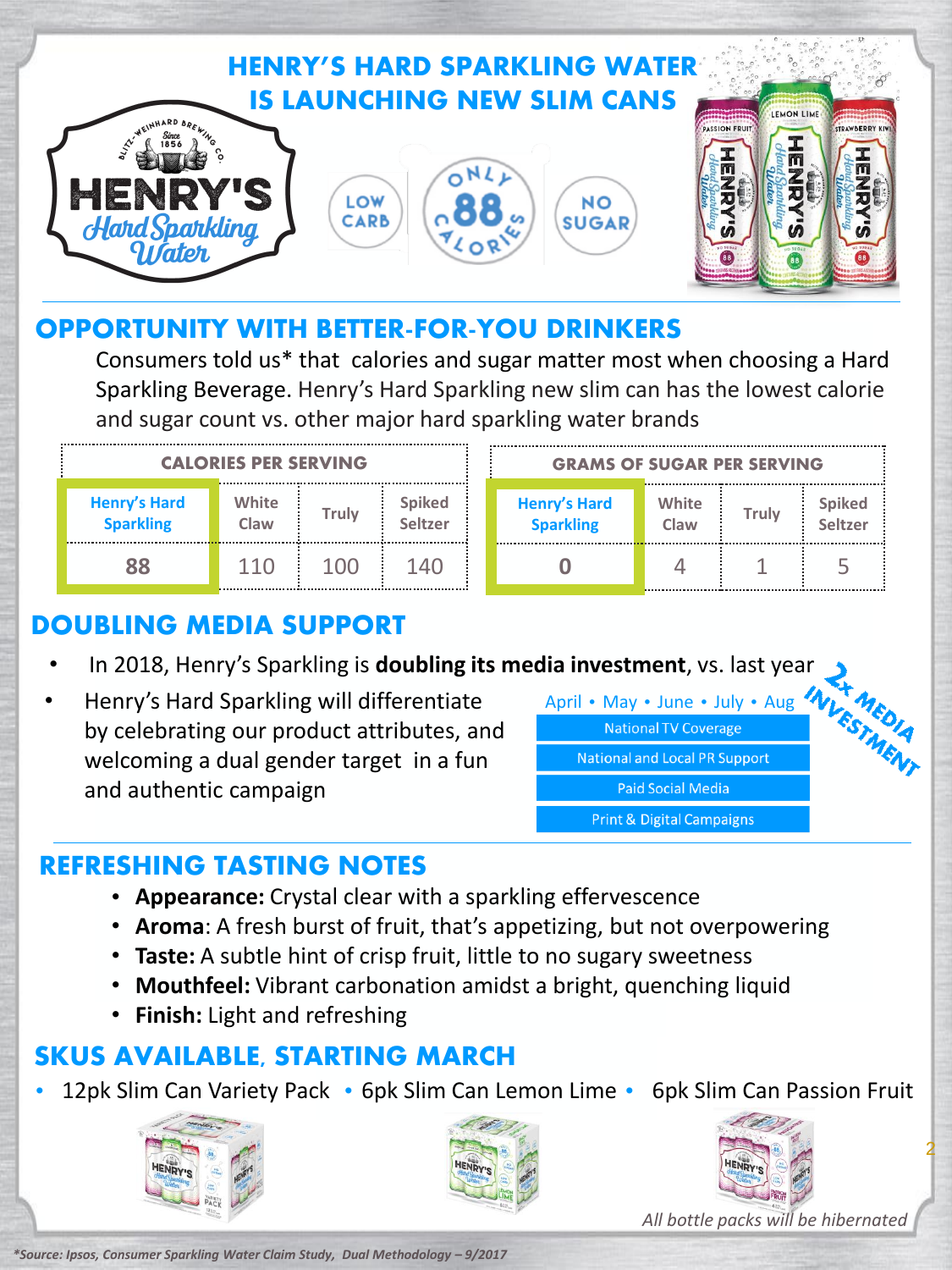# HENRY'S HARD SPARKLING WATER IS LAUNCHING NEW SLIM CANS

LOW CARB · ONLY 88 CALORIES · NO SUGAR

## OPPORTUNITY WITH BETTER-FOR-YOU DRINKERS

Consumers told us* that calories and sugar matter most when choosing a Hard Sparkling Beverage. Henry's Hard Sparkling new slim can has the lowest calorie and sugar count vs. other major hard sparkling water brands

| CALORIES PER SERVING | | | |
|---|---|---|---|
| Henry's Hard Sparkling | White Claw | Truly | Spiked Seltzer |
| 88 | 110 | 100 | 140 |

| GRAMS OF SUGAR PER SERVING | | | |
|---|---|---|---|
| Henry's Hard Sparkling | White Claw | Truly | Spiked Seltzer |
| 0 | 4 | 1 | 5 |

## DOUBLING MEDIA SUPPORT

- In 2018, Henry's Sparkling is **doubling its media investment**, vs. last year
- Henry's Hard Sparkling will differentiate by celebrating our product attributes, and welcoming a dual gender target in a fun and authentic campaign

April • May • June • July • Aug

- National TV Coverage
- National and Local PR Support
- Paid Social Media
- Print & Digital Campaigns

2x MEDIA INVESTMENT

## REFRESHING TASTING NOTES

- **Appearance:** Crystal clear with a sparkling effervescence
- **Aroma**: A fresh burst of fruit, that's appetizing, but not overpowering
- **Taste:** A subtle hint of crisp fruit, little to no sugary sweetness
- **Mouthfeel:** Vibrant carbonation amidst a bright, quenching liquid
- **Finish:** Light and refreshing

## SKUS AVAILABLE, STARTING MARCH

- 12pk Slim Can Variety Pack
- 6pk Slim Can Lemon Lime
- 6pk Slim Can Passion Fruit

*All bottle packs will be hibernated*

**Source: Ipsos, Consumer Sparkling Water Claim Study, Dual Methodology – 9/2017*